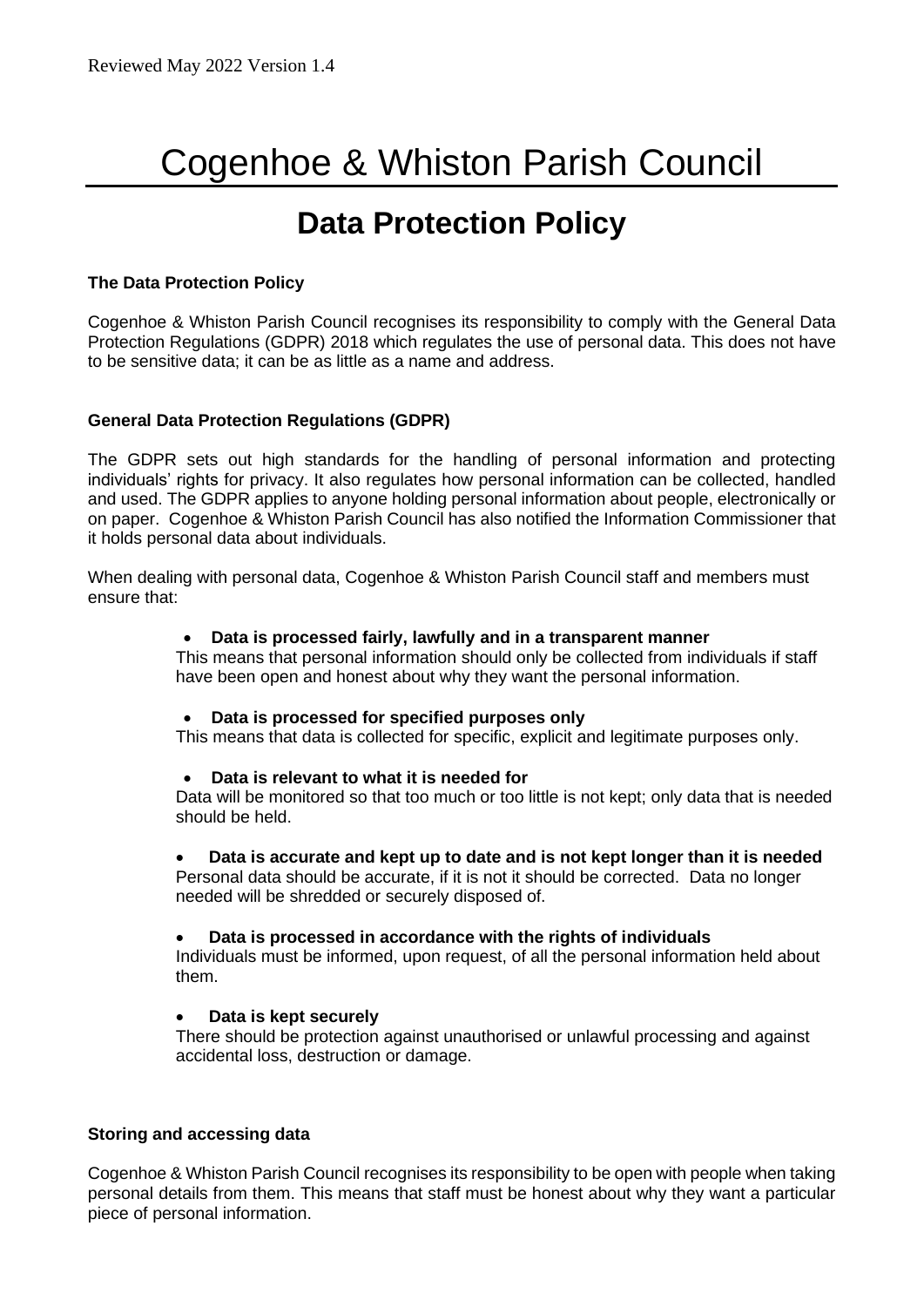Reviewed May 2022 Version 1.4

# Cogenhoe & Whiston Parish Council

## Data Protection Policy

**The Data Protection Policy**

Cogenhoe & Whiston Parish Council recognises its responsibility to comply with the General Data Protection Regulations (GDPR) 2018 which regulates the use of personal data. This does not have to be sensitive data; it can be as little as a name and address.

**General Data Protection Regulations (GDPR)**

The GDPR sets out high standards for the handling of personal information and protecting individuals' rights for privacy. It also regulates how personal information can be collected, handled and used. The GDPR applies to anyone holding personal information about people, electronically or on paper. Cogenhoe & Whiston Parish Council has also notified the Information Commissioner that it holds personal data about individuals.

When dealing with personal data, Cogenhoe & Whiston Parish Council staff and members must ensure that:

- **Data is processed fairly, lawfully and in a transparent manner**
  This means that personal information should only be collected from individuals if staff have been open and honest about why they want the personal information.

- **Data is processed for specified purposes only**
  This means that data is collected for specific, explicit and legitimate purposes only.

- **Data is relevant to what it is needed for**
  Data will be monitored so that too much or too little is not kept; only data that is needed should be held.

- **Data is accurate and kept up to date and is not kept longer than it is needed**
  Personal data should be accurate, if it is not it should be corrected. Data no longer needed will be shredded or securely disposed of.

- **Data is processed in accordance with the rights of individuals**
  Individuals must be informed, upon request, of all the personal information held about them.

- **Data is kept securely**
  There should be protection against unauthorised or unlawful processing and against accidental loss, destruction or damage.

**Storing and accessing data**

Cogenhoe & Whiston Parish Council recognises its responsibility to be open with people when taking personal details from them. This means that staff must be honest about why they want a particular piece of personal information.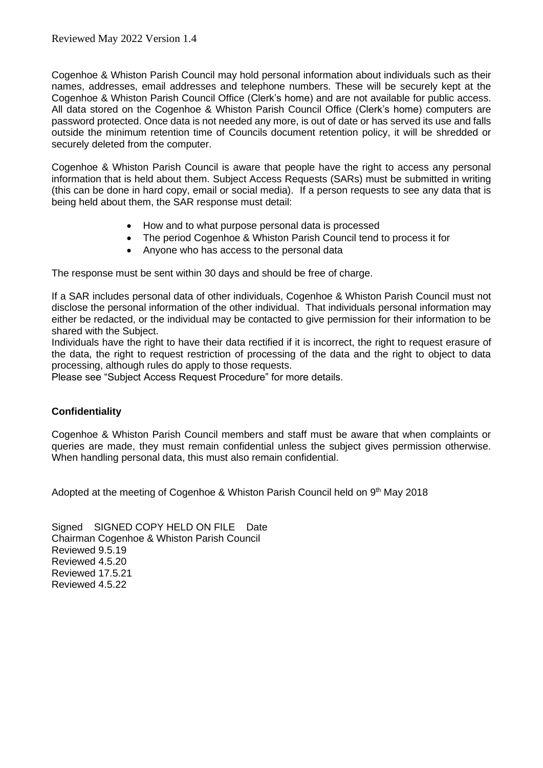Reviewed May 2022 Version 1.4

Cogenhoe & Whiston Parish Council may hold personal information about individuals such as their names, addresses, email addresses and telephone numbers. These will be securely kept at the Cogenhoe & Whiston Parish Council Office (Clerk's home) and are not available for public access. All data stored on the Cogenhoe & Whiston Parish Council Office (Clerk's home) computers are password protected. Once data is not needed any more, is out of date or has served its use and falls outside the minimum retention time of Councils document retention policy, it will be shredded or securely deleted from the computer.

Cogenhoe & Whiston Parish Council is aware that people have the right to access any personal information that is held about them. Subject Access Requests (SARs) must be submitted in writing (this can be done in hard copy, email or social media). If a person requests to see any data that is being held about them, the SAR response must detail:

- How and to what purpose personal data is processed
- The period Cogenhoe & Whiston Parish Council tend to process it for
- Anyone who has access to the personal data

The response must be sent within 30 days and should be free of charge.

If a SAR includes personal data of other individuals, Cogenhoe & Whiston Parish Council must not disclose the personal information of the other individual. That individuals personal information may either be redacted, or the individual may be contacted to give permission for their information to be shared with the Subject.
Individuals have the right to have their data rectified if it is incorrect, the right to request erasure of the data, the right to request restriction of processing of the data and the right to object to data processing, although rules do apply to those requests.
Please see "Subject Access Request Procedure" for more details.

**Confidentiality**

Cogenhoe & Whiston Parish Council members and staff must be aware that when complaints or queries are made, they must remain confidential unless the subject gives permission otherwise. When handling personal data, this must also remain confidential.

Adopted at the meeting of Cogenhoe & Whiston Parish Council held on 9th May 2018

Signed SIGNED COPY HELD ON FILE Date
Chairman Cogenhoe & Whiston Parish Council
Reviewed 9.5.19
Reviewed 4.5.20
Reviewed 17.5.21
Reviewed 4.5.22